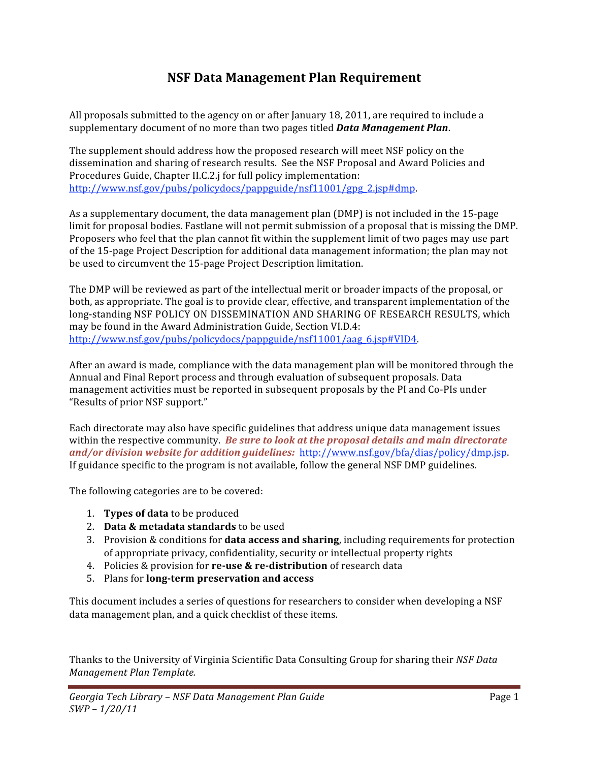# NSF Data Management Plan Requirement

All proposals submitted to the agency on or after January 18, 2011, are required to include a supplementary document of no more than two pages titled ***Data Management Plan***.

The supplement should address how the proposed research will meet NSF policy on the dissemination and sharing of research results. See the NSF Proposal and Award Policies and Procedures Guide, Chapter II.C.2.j for full policy implementation: http://www.nsf.gov/pubs/policydocs/pappguide/nsf11001/gpg_2.jsp#dmp.

As a supplementary document, the data management plan (DMP) is not included in the 15-page limit for proposal bodies. Fastlane will not permit submission of a proposal that is missing the DMP. Proposers who feel that the plan cannot fit within the supplement limit of two pages may use part of the 15-page Project Description for additional data management information; the plan may not be used to circumvent the 15-page Project Description limitation.

The DMP will be reviewed as part of the intellectual merit or broader impacts of the proposal, or both, as appropriate. The goal is to provide clear, effective, and transparent implementation of the long-standing NSF POLICY ON DISSEMINATION AND SHARING OF RESEARCH RESULTS, which may be found in the Award Administration Guide, Section VI.D.4: http://www.nsf.gov/pubs/policydocs/pappguide/nsf11001/aag_6.jsp#VID4.

After an award is made, compliance with the data management plan will be monitored through the Annual and Final Report process and through evaluation of subsequent proposals. Data management activities must be reported in subsequent proposals by the PI and Co-PIs under "Results of prior NSF support."

Each directorate may also have specific guidelines that address unique data management issues within the respective community. ***Be sure to look at the proposal details and main directorate and/or division website for addition guidelines:*** http://www.nsf.gov/bfa/dias/policy/dmp.jsp. If guidance specific to the program is not available, follow the general NSF DMP guidelines.

The following categories are to be covered:

1. **Types of data** to be produced
2. **Data & metadata standards** to be used
3. Provision & conditions for **data access and sharing**, including requirements for protection of appropriate privacy, confidentiality, security or intellectual property rights
4. Policies & provision for **re-use & re-distribution** of research data
5. Plans for **long-term preservation and access**

This document includes a series of questions for researchers to consider when developing a NSF data management plan, and a quick checklist of these items.

Thanks to the University of Virginia Scientific Data Consulting Group for sharing their *NSF Data Management Plan Template.*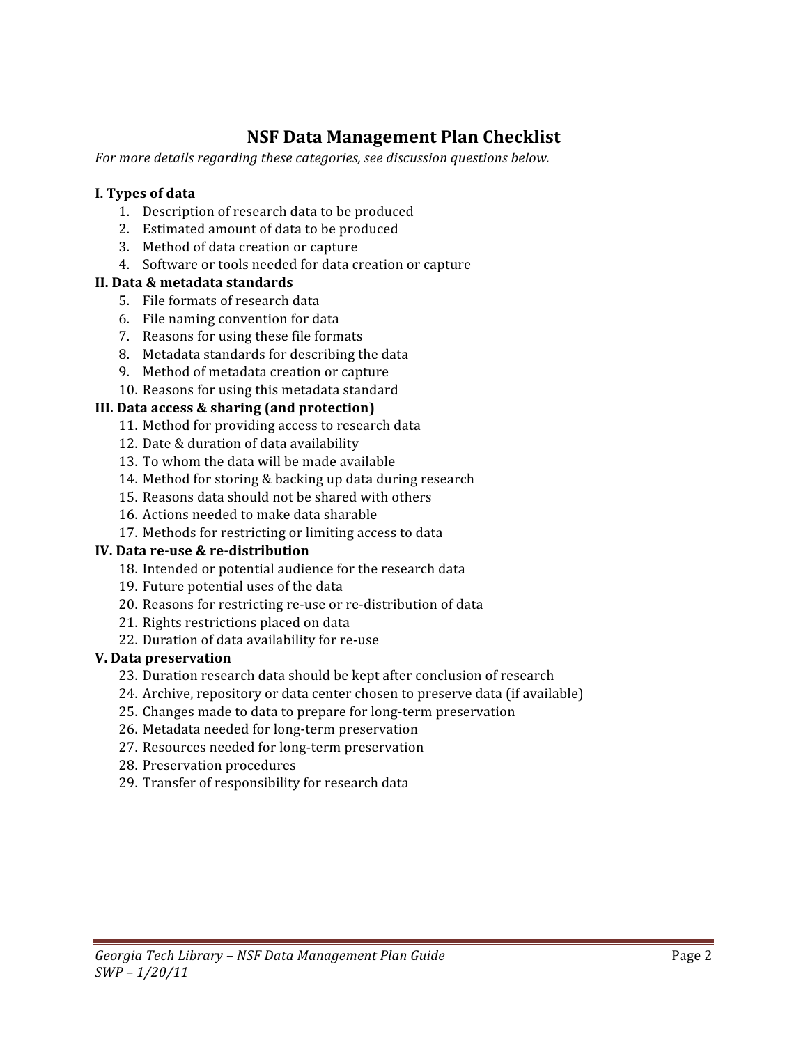# NSF Data Management Plan Checklist

*For more details regarding these categories, see discussion questions below.*

**I. Types of data**

1. Description of research data to be produced
2. Estimated amount of data to be produced
3. Method of data creation or capture
4. Software or tools needed for data creation or capture

**II. Data & metadata standards**

5. File formats of research data
6. File naming convention for data
7. Reasons for using these file formats
8. Metadata standards for describing the data
9. Method of metadata creation or capture
10. Reasons for using this metadata standard

**III. Data access & sharing (and protection)**

11. Method for providing access to research data
12. Date & duration of data availability
13. To whom the data will be made available
14. Method for storing & backing up data during research
15. Reasons data should not be shared with others
16. Actions needed to make data sharable
17. Methods for restricting or limiting access to data

**IV. Data re-use & re-distribution**

18. Intended or potential audience for the research data
19. Future potential uses of the data
20. Reasons for restricting re-use or re-distribution of data
21. Rights restrictions placed on data
22. Duration of data availability for re-use

**V. Data preservation**

23. Duration research data should be kept after conclusion of research
24. Archive, repository or data center chosen to preserve data (if available)
25. Changes made to data to prepare for long-term preservation
26. Metadata needed for long-term preservation
27. Resources needed for long-term preservation
28. Preservation procedures
29. Transfer of responsibility for research data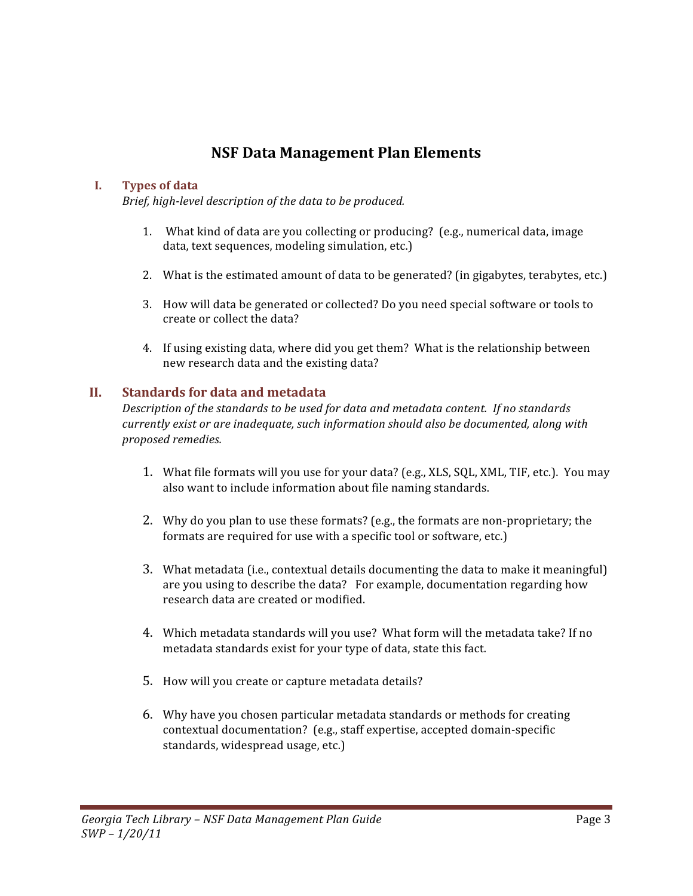# NSF Data Management Plan Elements

## I. Types of data

*Brief, high-level description of the data to be produced.*

1. What kind of data are you collecting or producing? (e.g., numerical data, image data, text sequences, modeling simulation, etc.)

2. What is the estimated amount of data to be generated? (in gigabytes, terabytes, etc.)

3. How will data be generated or collected? Do you need special software or tools to create or collect the data?

4. If using existing data, where did you get them? What is the relationship between new research data and the existing data?

## II. Standards for data and metadata

*Description of the standards to be used for data and metadata content. If no standards currently exist or are inadequate, such information should also be documented, along with proposed remedies.*

1. What file formats will you use for your data? (e.g., XLS, SQL, XML, TIF, etc.). You may also want to include information about file naming standards.

2. Why do you plan to use these formats? (e.g., the formats are non-proprietary; the formats are required for use with a specific tool or software, etc.)

3. What metadata (i.e., contextual details documenting the data to make it meaningful) are you using to describe the data? For example, documentation regarding how research data are created or modified.

4. Which metadata standards will you use? What form will the metadata take? If no metadata standards exist for your type of data, state this fact.

5. How will you create or capture metadata details?

6. Why have you chosen particular metadata standards or methods for creating contextual documentation? (e.g., staff expertise, accepted domain-specific standards, widespread usage, etc.)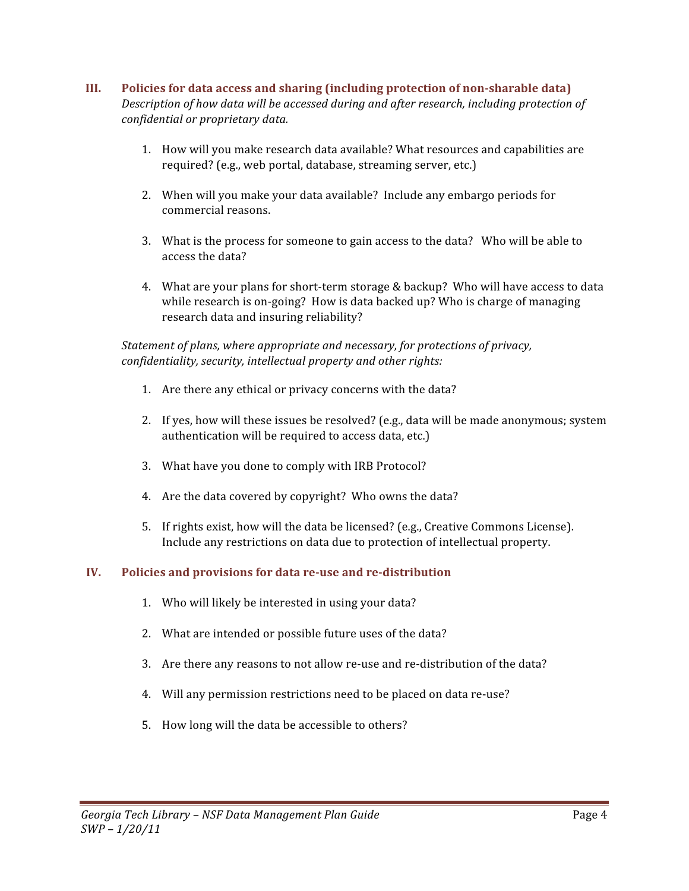## III. Policies for data access and sharing (including protection of non-sharable data)

*Description of how data will be accessed during and after research, including protection of confidential or proprietary data.*

1. How will you make research data available? What resources and capabilities are required? (e.g., web portal, database, streaming server, etc.)

2. When will you make your data available? Include any embargo periods for commercial reasons.

3. What is the process for someone to gain access to the data? Who will be able to access the data?

4. What are your plans for short-term storage & backup? Who will have access to data while research is on-going? How is data backed up? Who is charge of managing research data and insuring reliability?

*Statement of plans, where appropriate and necessary, for protections of privacy, confidentiality, security, intellectual property and other rights:*

1. Are there any ethical or privacy concerns with the data?

2. If yes, how will these issues be resolved? (e.g., data will be made anonymous; system authentication will be required to access data, etc.)

3. What have you done to comply with IRB Protocol?

4. Are the data covered by copyright? Who owns the data?

5. If rights exist, how will the data be licensed? (e.g., Creative Commons License). Include any restrictions on data due to protection of intellectual property.

## IV. Policies and provisions for data re-use and re-distribution

1. Who will likely be interested in using your data?

2. What are intended or possible future uses of the data?

3. Are there any reasons to not allow re-use and re-distribution of the data?

4. Will any permission restrictions need to be placed on data re-use?

5. How long will the data be accessible to others?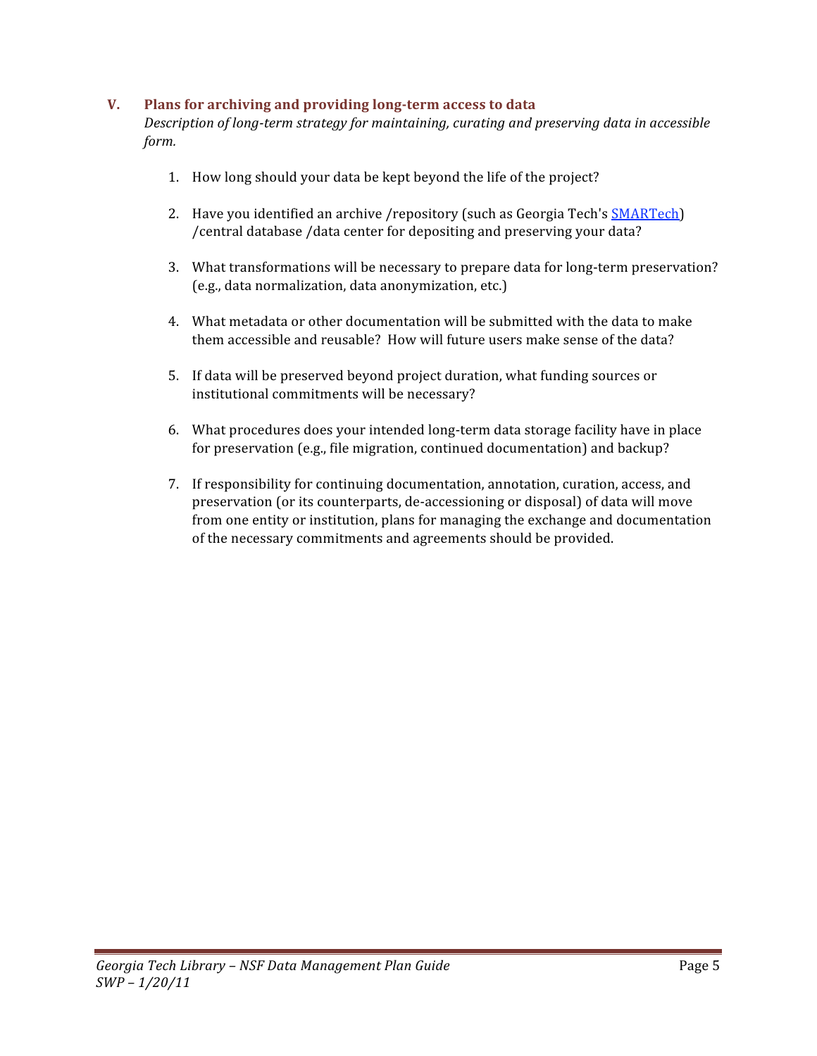## V. Plans for archiving and providing long-term access to data

*Description of long-term strategy for maintaining, curating and preserving data in accessible form.*

1. How long should your data be kept beyond the life of the project?

2. Have you identified an archive /repository (such as Georgia Tech's SMARTech) /central database /data center for depositing and preserving your data?

3. What transformations will be necessary to prepare data for long-term preservation? (e.g., data normalization, data anonymization, etc.)

4. What metadata or other documentation will be submitted with the data to make them accessible and reusable? How will future users make sense of the data?

5. If data will be preserved beyond project duration, what funding sources or institutional commitments will be necessary?

6. What procedures does your intended long-term data storage facility have in place for preservation (e.g., file migration, continued documentation) and backup?

7. If responsibility for continuing documentation, annotation, curation, access, and preservation (or its counterparts, de-accessioning or disposal) of data will move from one entity or institution, plans for managing the exchange and documentation of the necessary commitments and agreements should be provided.